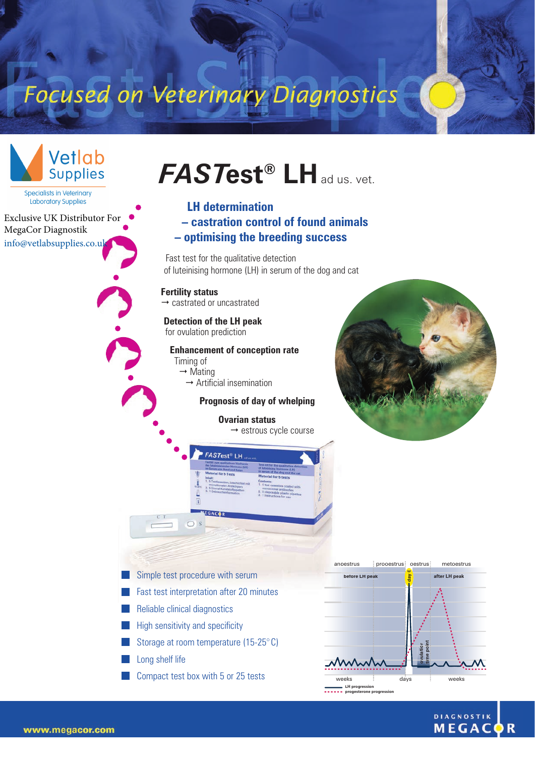# Focused on Veterinary Diagnostics

Vetlab Supplies

Specialists in Veterinary Laboratory Supplies

Exclusive UK Distributor For MegaCor Diagnostik

info@vetlabsupplies.co.uk

# *FASTest*® LH ad us. vet.

## LH determination
## – castration control of found animals
## – optimising the breeding success

Fast test for the qualitative detection of luteinising hormone (LH) in serum of the dog and cat

**Fertility status**
→ castrated or uncastrated

**Detection of the LH peak**
for ovulation prediction

**Enhancement of conception rate**
Timing of
→ Mating
→ Artificial insemination

**Prognosis of day of whelping**

**Ovarian status**
→ estrous cycle course

- Simple test procedure with serum
- Fast test interpretation after 20 minutes
- Reliable clinical diagnostics
- High sensitivity and specificity
- Storage at room temperature (15-25°C)
- Long shelf life
- Compact test box with 5 or 25 tests

anoestrus | prooestrus | oestrus | metoestrus

before LH peak | day 0 | after LH peak

ovulation time point

weeks | days | weeks

LH progression
progesterone progression

www.megacor.com

DIAGNOSTIK MEGACOR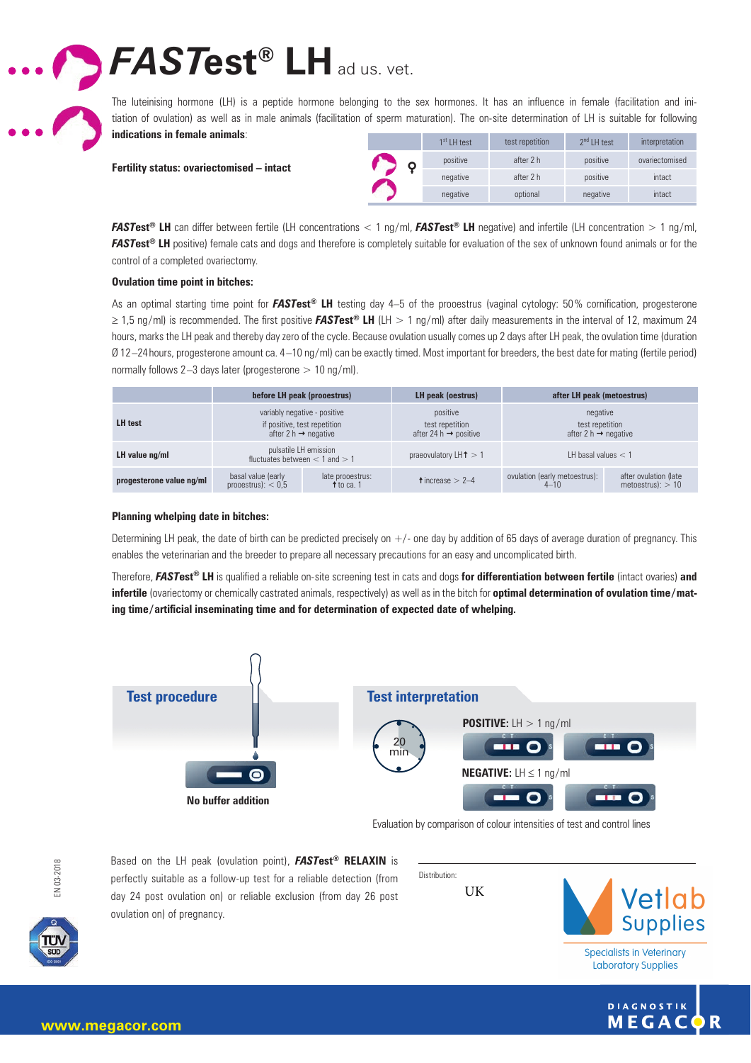# FASTest® LH ad us. vet.

The luteinising hormone (LH) is a peptide hormone belonging to the sex hormones. It has an influence in female (facilitation and initiation of ovulation) as well as in male animals (facilitation of sperm maturation). The on-site determination of LH is suitable for following **indications in female animals**:

**Fertility status: ovariectomised – intact**

| | 1st LH test | test repetition | 2nd LH test | interpretation |
|---|---|---|---|---|
| ♀ | positive | after 2 h | positive | ovariectomised |
| | negative | after 2 h | positive | intact |
| | negative | optional | negative | intact |

***FASTest*® LH** can differ between fertile (LH concentrations < 1 ng/ml, ***FASTest*® LH** negative) and infertile (LH concentration > 1 ng/ml, ***FASTest*® LH** positive) female cats and dogs and therefore is completely suitable for evaluation of the sex of unknown found animals or for the control of a completed ovariectomy.

**Ovulation time point in bitches:**

As an optimal starting time point for ***FASTest*® LH** testing day 4–5 of the proeestrus (vaginal cytology: 50% cornification, progesterone ≥ 1,5 ng/ml) is recommended. The first positive ***FASTest*® LH** (LH > 1 ng/ml) after daily measurements in the interval of 12, maximum 24 hours, marks the LH peak and thereby day zero of the cycle. Because ovulation usually comes up 2 days after LH peak, the ovulation time (duration Ø 12–24 hours, progesterone amount ca. 4–10 ng/ml) can be exactly timed. Most important for breeders, the best date for mating (fertile period) normally follows 2–3 days later (progesterone > 10 ng/ml).

| | before LH peak (proeestrus) | | LH peak (oestrus) | after LH peak (metoestrus) | |
|---|---|---|---|---|---|
| **LH test** | variably negative - positive<br>if positive, test repetition<br>after 2 h → negative | | positive<br>test repetition<br>after 24 h → positive | negative<br>test repetition<br>after 2 h → negative | |
| **LH value ng/ml** | pulsatile LH emission<br>fluctuates between < 1 and > 1 | | praeovulatory LH↑ > 1 | LH basal values < 1 | |
| **progesterone value ng/ml** | basal value (early proeestrus): < 0,5 | late proeestrus: ↑ to ca. 1 | ↑ increase > 2–4 | ovulation (early metoestrus): 4–10 | after ovulation (late metoestrus): > 10 |

**Planning whelping date in bitches:**

Determining LH peak, the date of birth can be predicted precisely on +/- one day by addition of 65 days of average duration of pregnancy. This enables the veterinarian and the breeder to prepare all necessary precautions for an easy and uncomplicated birth.

Therefore, ***FASTest*® LH** is qualified a reliable on-site screening test in cats and dogs **for differentiation between fertile** (intact ovaries) **and infertile** (ovariectomy or chemically castrated animals, respectively) as well as in the bitch for **optimal determination of ovulation time/mating time/artificial inseminating time and for determination of expected date of whelping.**

## Test procedure

**No buffer addition**

## Test interpretation

20 min

**POSITIVE:** LH > 1 ng/ml

**NEGATIVE:** LH ≤ 1 ng/ml

Evaluation by comparison of colour intensities of test and control lines

Based on the LH peak (ovulation point), ***FASTest*® RELAXIN** is perfectly suitable as a follow-up test for a reliable detection (from day 24 post ovulation on) or reliable exclusion (from day 26 post ovulation on) of pregnancy.

EN 03-2018

Distribution:

UK

Vetlab Supplies
Specialists in Veterinary Laboratory Supplies

www.megacor.com

DIAGNOSTIK MEGACOR